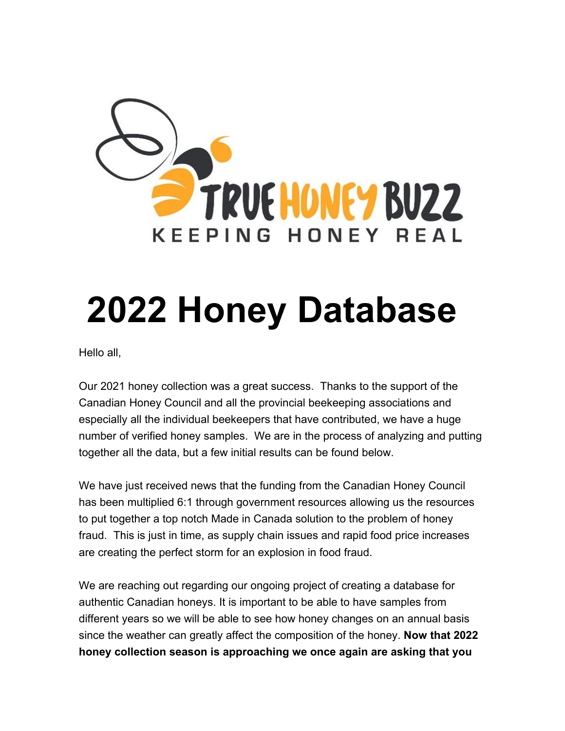TRUE HONEY BUZZ

KEEPING HONEY REAL

# 2022 Honey Database

Hello all,

Our 2021 honey collection was a great success. Thanks to the support of the Canadian Honey Council and all the provincial beekeeping associations and especially all the individual beekeepers that have contributed, we have a huge number of verified honey samples. We are in the process of analyzing and putting together all the data, but a few initial results can be found below.

We have just received news that the funding from the Canadian Honey Council has been multiplied 6:1 through government resources allowing us the resources to put together a top notch Made in Canada solution to the problem of honey fraud. This is just in time, as supply chain issues and rapid food price increases are creating the perfect storm for an explosion in food fraud.

We are reaching out regarding our ongoing project of creating a database for authentic Canadian honeys. It is important to be able to have samples from different years so we will be able to see how honey changes on an annual basis since the weather can greatly affect the composition of the honey. **Now that 2022 honey collection season is approaching we once again are asking that you**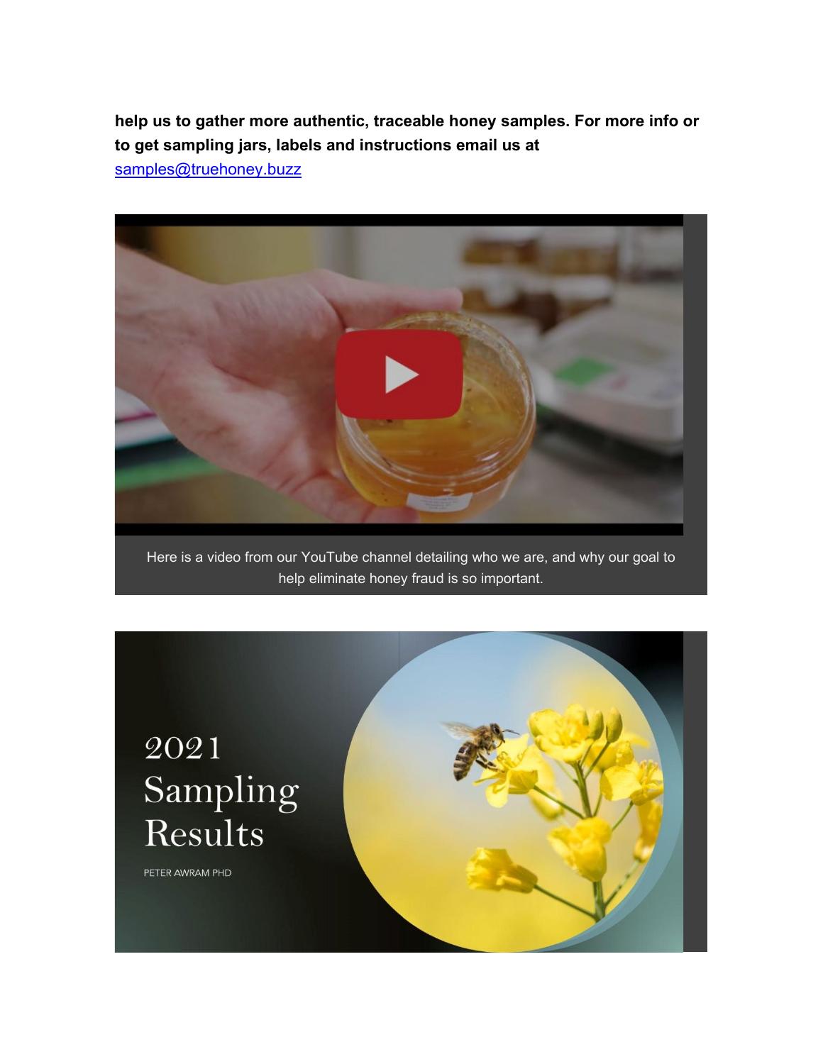**help us to gather more authentic, traceable honey samples. For more info or to get sampling jars, labels and instructions email us at** [samples@truehoney.buzz](mailto:samples@truehoney.buzz)

Here is a video from our YouTube channel detailing who we are, and why our goal to help eliminate honey fraud is so important.

2021 Sampling Results

PETER AWRAM PHD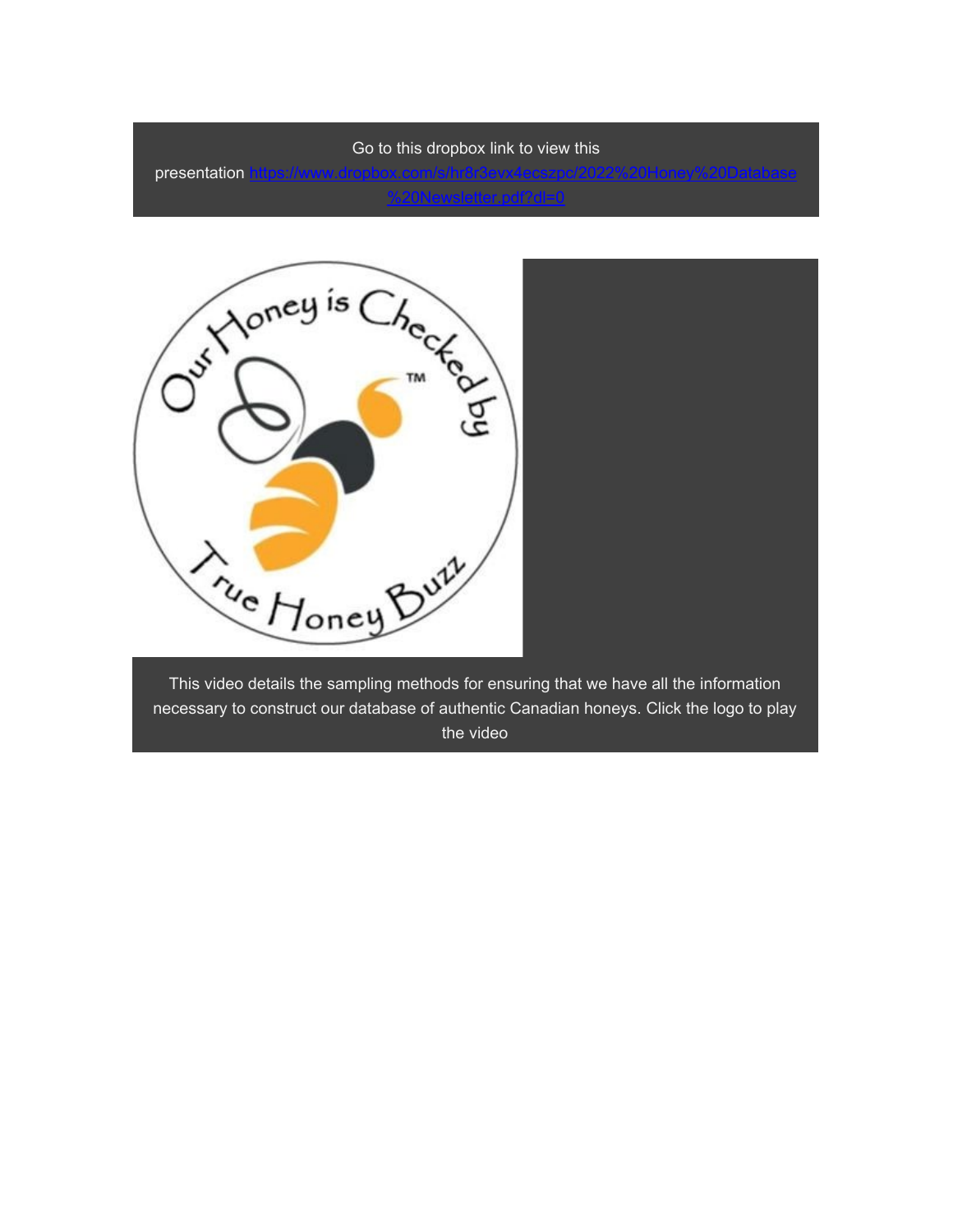Go to this dropbox link to view this presentation https://www.dropbox.com/s/hr8r3evx4ecszpc/2022%20Honey%20Database%20Newsletter.pdf?dl=0

This video details the sampling methods for ensuring that we have all the information necessary to construct our database of authentic Canadian honeys. Click the logo to play the video